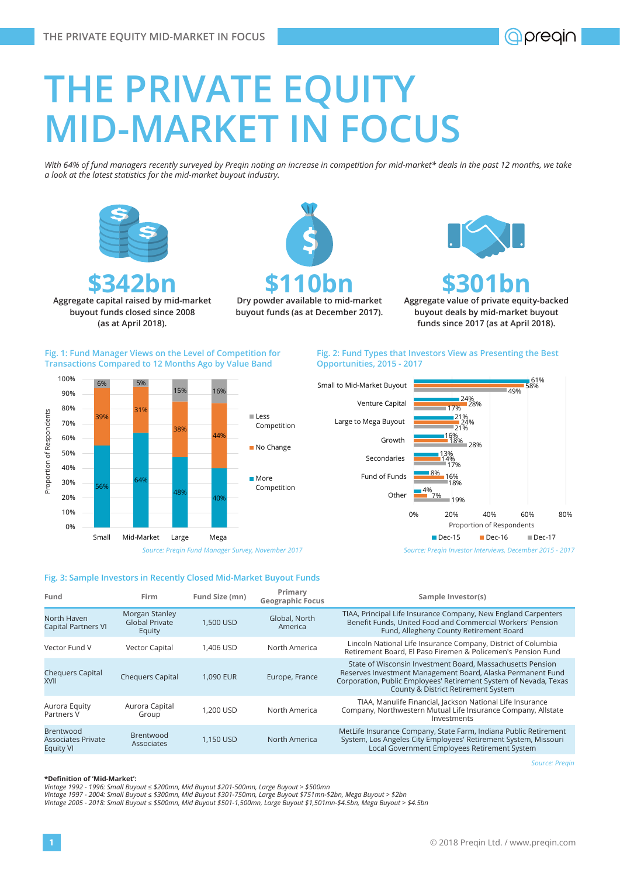# THE PRIVATE EQUITY MID-MARKET IN FOCUS

*With 64% of fund managers recently surveyed by Preqin noting an increase in competition for mid-market* deals in the past 12 months, we take a look at the latest statistics for the mid-market buyout industry.*

**$342bn**
Aggregate capital raised by mid-market buyout funds closed since 2008 (as at April 2018).

**$110bn**
Dry powder available to mid-market buyout funds (as at December 2017).

**$301bn**
Aggregate value of private equity-backed buyout deals by mid-market funds since 2017 (as at April 2018).

### Fig. 1: Fund Manager Views on the Level of Competition for Transactions Compared to 12 Months Ago by Value Band

| Value Band | More Competition | No Change | Less Competition |
|---|---|---|---|
| Small | 56% | 39% | 6% |
| Mid-Market | 64% | 31% | 5% |
| Large | 48% | 38% | 15% |
| Mega | 40% | 44% | 16% |

*Source: Preqin Fund Manager Survey, November 2017*

### Fig. 2: Fund Types that Investors View as Presenting the Best Opportunities, 2015 - 2017

| Fund Type | Dec-15 | Dec-16 | Dec-17 |
|---|---|---|---|
| Small to Mid-Market Buyout | 61% | 58% | 49% |
| Venture Capital | 24% | 28% | 17% |
| Large to Mega Buyout | 21% | 24% | 21% |
| Growth | 16% | 18% | 28% |
| Secondaries | 13% | 14% | 17% |
| Fund of Funds | 8% | 16% | 18% |
| Other | 4% | 7% | 19% |

*Source: Preqin Investor Interviews, December 2015 - 2017*

### Fig. 3: Sample Investors in Recently Closed Mid-Market Buyout Funds

| Fund | Firm | Fund Size (mn) | Primary Geographic Focus | Sample Investor(s) |
|---|---|---|---|---|
| North Haven Capital Partners VI | Morgan Stanley Global Private Equity | 1,500 USD | Global, North America | TIAA, Principal Life Insurance Company, New England Carpenters Benefit Funds, United Food and Commercial Workers' Pension Fund, Allegheny County Retirement Board |
| Vector Fund V | Vector Capital | 1,406 USD | North America | Lincoln National Life Insurance Company, District of Columbia Retirement Board, El Paso Firemen & Policemen's Pension Fund |
| Chequers Capital XVII | Chequers Capital | 1,090 EUR | Europe, France | State of Wisconsin Investment Board, Massachusetts Pension Reserves Investment Management Board, Alaska Permanent Fund Corporation, Public Employees' Retirement System of Nevada, Texas County & District Retirement System |
| Aurora Equity Partners V | Aurora Capital Group | 1,200 USD | North America | TIAA, Manulife Financial, Jackson National Life Insurance Company, Northwestern Mutual Life Insurance Company, Allstate Investments |
| Brentwood Associates Private Equity VI | Brentwood Associates | 1,150 USD | North America | MetLife Insurance Company, State Farm, Indiana Public Retirement System, Los Angeles City Employees' Retirement System, Missouri Local Government Employees Retirement System |

*Source: Preqin*

**\*Definition of 'Mid-Market':**
*Vintage 1992 - 1996: Small Buyout ≤ $200mn, Mid Buyout $201-500mn, Large Buyout > $500mn*
*Vintage 1997 - 2004: Small Buyout ≤ $300mn, Mid Buyout $301-750mn, Large Buyout $751mn-$2bn, Mega Buyout > $2bn*
*Vintage 2005 - 2018: Small Buyout ≤ $500mn, Mid Buyout $501-1,500mn, Large Buyout $1,501mn-$4.5bn, Mega Buyout > $4.5bn*

© 2018 Preqin Ltd. / www.preqin.com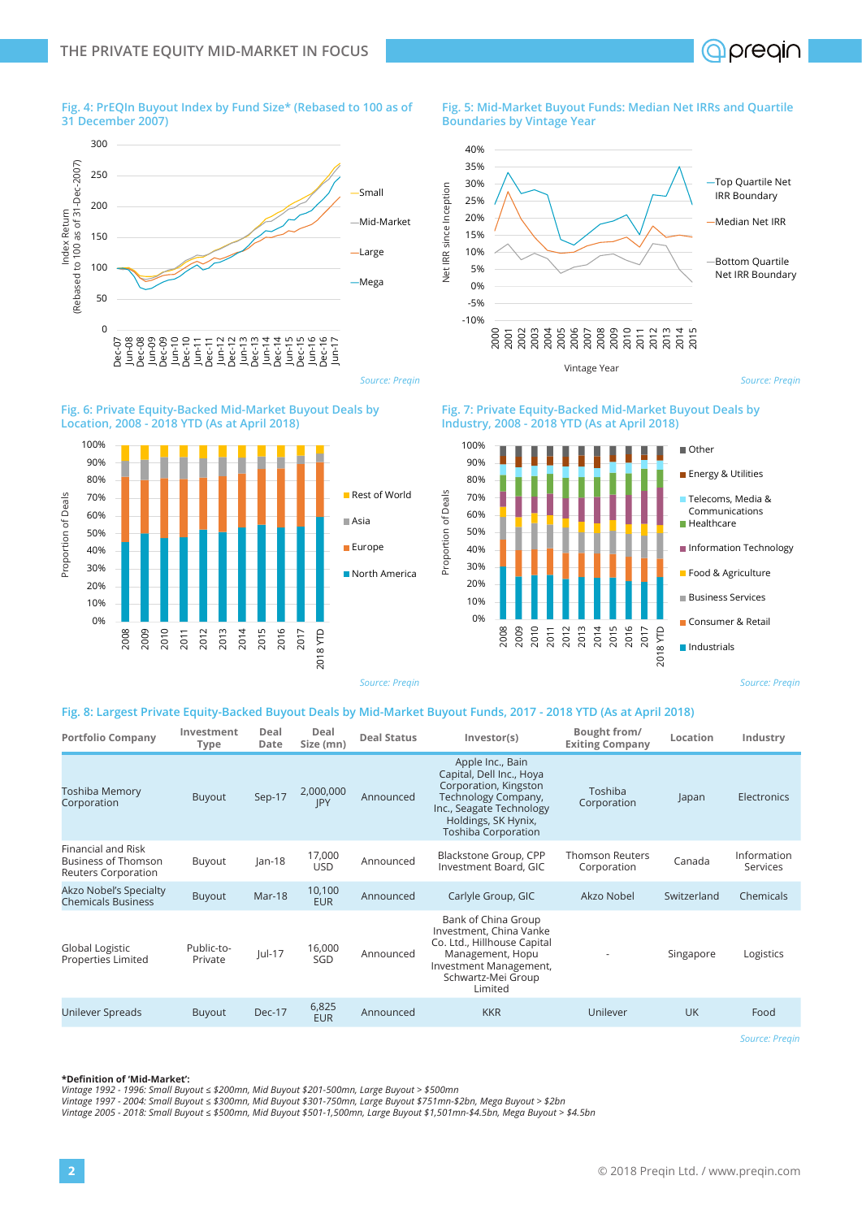### Fig. 4: PrEQIn Buyout Index by Fund Size* (Rebased to 100 as of 31 December 2007)

Index Return (Rebased to 100 as of 31-Dec-2007)

300
250
200
150
100
50
0

Dec-07, Jun-08, Dec-08, Jun-09, Dec-09, Jun-10, Dec-10, Jun-11, Dec-11, Jun-12, Dec-12, Jun-13, Dec-13, Jun-14, Dec-14, Jun-15, Dec-15, Jun-16, Dec-16, Jun-17

Small
Mid-Market
Large
Mega

*Source: Preqin*

### Fig. 5: Mid-Market Buyout Funds: Median Net IRRs and Quartile Boundaries by Vintage Year

Net IRR since Inception

40%
35%
30%
25%
20%
15%
10%
5%
0%
-5%
-10%

2000, 2001, 2002, 2003, 2004, 2005, 2006, 2007, 2008, 2009, 2010, 2011, 2012, 2013, 2014, 2015

Vintage Year

Top Quartile Net IRR Boundary
Median Net IRR
Bottom Quartile Net IRR Boundary

*Source: Preqin*

### Fig. 6: Private Equity-Backed Mid-Market Buyout Deals by Location, 2008 - 2018 YTD (As at April 2018)

Proportion of Deals

100%
90%
80%
70%
60%
50%
40%
30%
20%
10%
0%

2008, 2009, 2010, 2011, 2012, 2013, 2014, 2015, 2016, 2017, 2018 YTD

Rest of World
Asia
Europe
North America

*Source: Preqin*

### Fig. 7: Private Equity-Backed Mid-Market Buyout Deals by Industry, 2008 - 2018 YTD (As at April 2018)

Proportion of Deals

100%
90%
80%
70%
60%
50%
40%
30%
20%
10%
0%

2008, 2009, 2010, 2011, 2012, 2013, 2014, 2015, 2016, 2017, 2018 YTD

Other
Energy & Utilities
Telecoms, Media & Communications
Healthcare
Information Technology
Food & Agriculture
Business Services
Consumer & Retail
Industrials

*Source: Preqin*

### Fig. 8: Largest Private Equity-Backed Buyout Deals by Mid-Market Buyout Funds, 2017 - 2018 YTD (As at April 2018)

| Portfolio Company | Investment Type | Deal Date | Deal Size (mn) | Deal Status | Investor(s) | Bought from/ Exiting Company | Location | Industry |
|---|---|---|---|---|---|---|---|---|
| Toshiba Memory Corporation | Buyout | Sep-17 | 2,000,000 JPY | Announced | Apple Inc., Bain Capital, Dell Inc., Hoya Corporation, Kingston Technology Company, Inc., Seagate Technology Holdings, SK Hynix, Toshiba Corporation | Toshiba Corporation | Japan | Electronics |
| Financial and Risk Business of Thomson Reuters Corporation | Buyout | Jan-18 | 17,000 USD | Announced | Blackstone Group, CPP Investment Board, GIC | Thomson Reuters Corporation | Canada | Information Services |
| Akzo Nobel's Specialty Chemicals Business | Buyout | Mar-18 | 10,100 EUR | Announced | Carlyle Group, GIC | Akzo Nobel | Switzerland | Chemicals |
| Global Logistic Properties Limited | Public-to-Private | Jul-17 | 16,000 SGD | Announced | Bank of China Group Investment, China Vanke Co. Ltd., Hillhouse Capital Management, Hopu Investment Management, Schwartz-Mei Group Limited | - | Singapore | Logistics |
| Unilever Spreads | Buyout | Dec-17 | 6,825 EUR | Announced | KKR | Unilever | UK | Food |

*Source: Preqin*

**\*Definition of 'Mid-Market':**
*Vintage 1992 - 1996: Small Buyout ≤ $200mn, Mid Buyout $201-500mn, Large Buyout > $500mn*
*Vintage 1997 - 2004: Small Buyout ≤ $300mn, Mid Buyout $301-750mn, Large Buyout $751mn-$2bn, Mega Buyout > $2bn*
*Vintage 2005 - 2018: Small Buyout ≤ $500mn, Mid Buyout $501-1,500mn, Large Buyout $1,501mn-$4.5bn, Mega Buyout > $4.5bn*

© 2018 Preqin Ltd. / www.preqin.com